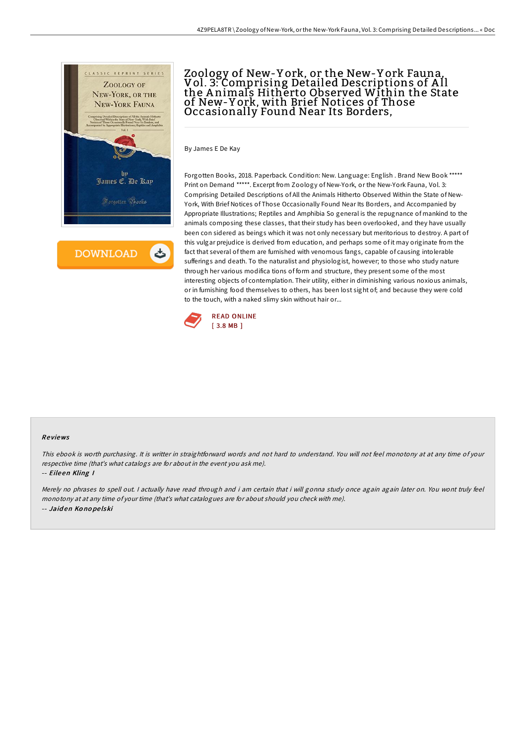# Zoology of New-York, or the New-York Fauna, Vol. 3: Comprising Detailed Descriptions of All the Animals Hitherto Observed Within the State of New-York, with Brief Notices of Those Occasionally Found Near Its Borders,

By James E De Kay

Forgotten Books, 2018. Paperback. Condition: New. Language: English . Brand New Book ***** Print on Demand *****. Excerpt from Zoology of New-York, or the New-York Fauna, Vol. 3: Comprising Detailed Descriptions of All the Animals Hitherto Observed Within the State of New-York, With Brief Notices of Those Occasionally Found Near Its Borders, and Accompanied by Appropriate Illustrations; Reptiles and Amphibia So general is the repugnance of mankind to the animals composing these classes, that their study has been overlooked, and they have usually been con sidered as beings which it was not only necessary but meritorious to destroy. A part of this vulgar prejudice is derived from education, and perhaps some of it may originate from the fact that several of them are furnished with venomous fangs, capable of causing intolerable sufferings and death. To the naturalist and physiologist, however; to those who study nature through her various modifica tions of form and structure, they present some of the most interesting objects of contemplation. Their utility, either in diminishing various noxious animals, or in furnishing food themselves to others, has been lost sight of; and because they were cold to the touch, with a naked slimy skin without hair or...

READ ONLINE
[ 3.8 MB ]

## Reviews

*This ebook is worth purchasing. It is writter in straightforward words and not hard to understand. You will not feel monotony at at any time of your respective time (that's what catalogs are for about in the event you ask me).*

-- *Eileen Kling I*

*Merely no phrases to spell out. I actually have read through and i am certain that i will gonna study once again again later on. You wont truly feel monotony at at any time of your time (that's what catalogues are for about should you check with me).*

-- *Jaiden Konopelski*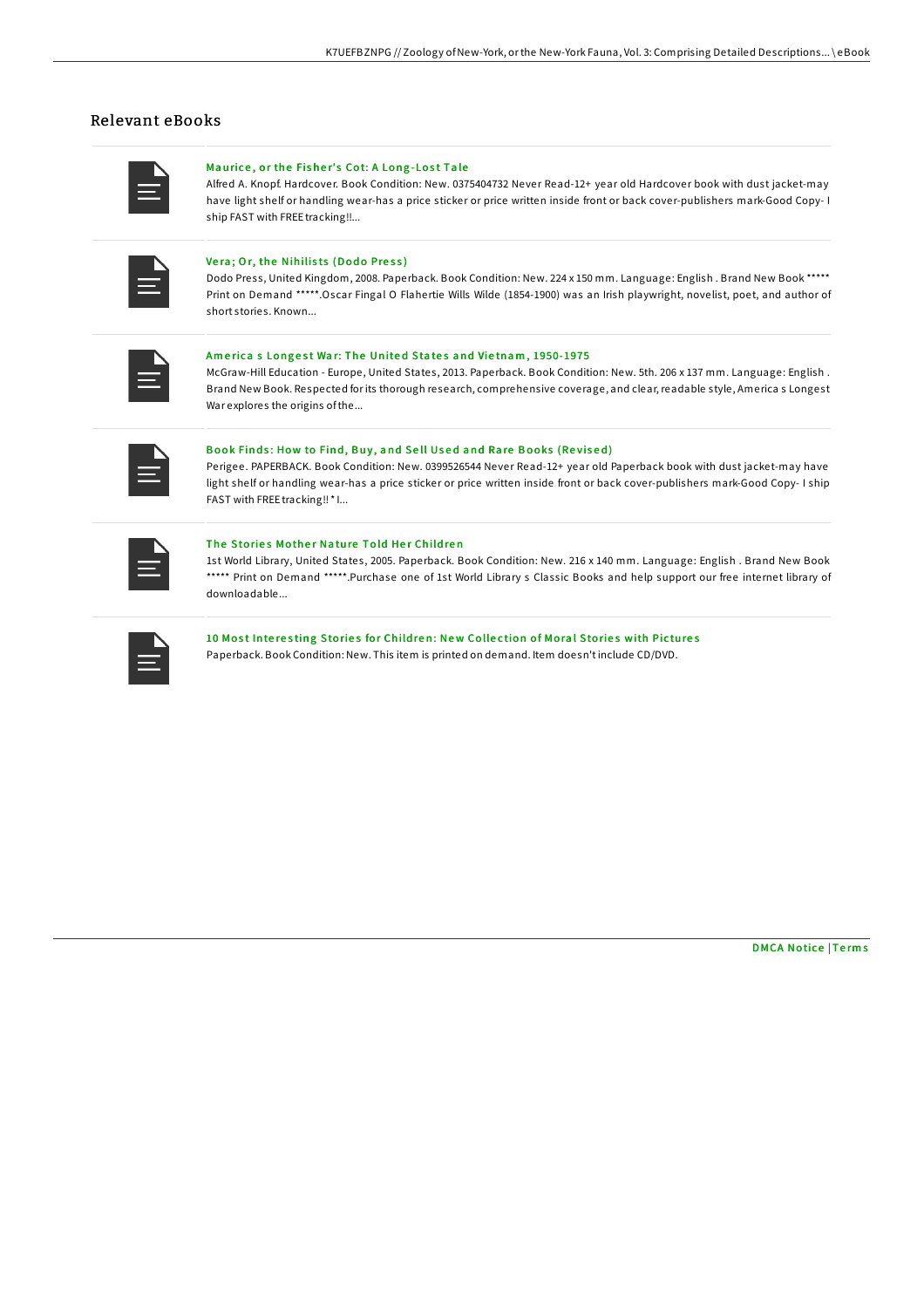## Relevant eBooks

### Maurice, or the Fisher's Cot: A Long-Lost Tale

Alfred A. Knopf. Hardcover. Book Condition: New. 0375404732 Never Read-12+ year old Hardcover book with dust jacket-may have light shelf or handling wear-has a price sticker or price written inside front or back cover-publishers mark-Good Copy- I ship FAST with FREE tracking!!...

### Vera; Or, the Nihilists (Dodo Press)

Dodo Press, United Kingdom, 2008. Paperback. Book Condition: New. 224 x 150 mm. Language: English . Brand New Book ***** Print on Demand *****.Oscar Fingal O Flahertie Wills Wilde (1854-1900) was an Irish playwright, novelist, poet, and author of short stories. Known...

### America s Longest War: The United States and Vietnam, 1950-1975

McGraw-Hill Education - Europe, United States, 2013. Paperback. Book Condition: New. 5th. 206 x 137 mm. Language: English . Brand New Book. Respected for its thorough research, comprehensive coverage, and clear, readable style, America s Longest War explores the origins of the...

### Book Finds: How to Find, Buy, and Sell Used and Rare Books (Revised)

Perigee. PAPERBACK. Book Condition: New. 0399526544 Never Read-12+ year old Paperback book with dust jacket-may have light shelf or handling wear-has a price sticker or price written inside front or back cover-publishers mark-Good Copy- I ship FAST with FREE tracking!! * I...

### The Stories Mother Nature Told Her Children

1st World Library, United States, 2005. Paperback. Book Condition: New. 216 x 140 mm. Language: English . Brand New Book ***** Print on Demand *****.Purchase one of 1st World Library s Classic Books and help support our free internet library of downloadable...

### 10 Most Interesting Stories for Children: New Collection of Moral Stories with Pictures

Paperback. Book Condition: New. This item is printed on demand. Item doesn't include CD/DVD.

DMCA Notice | Terms